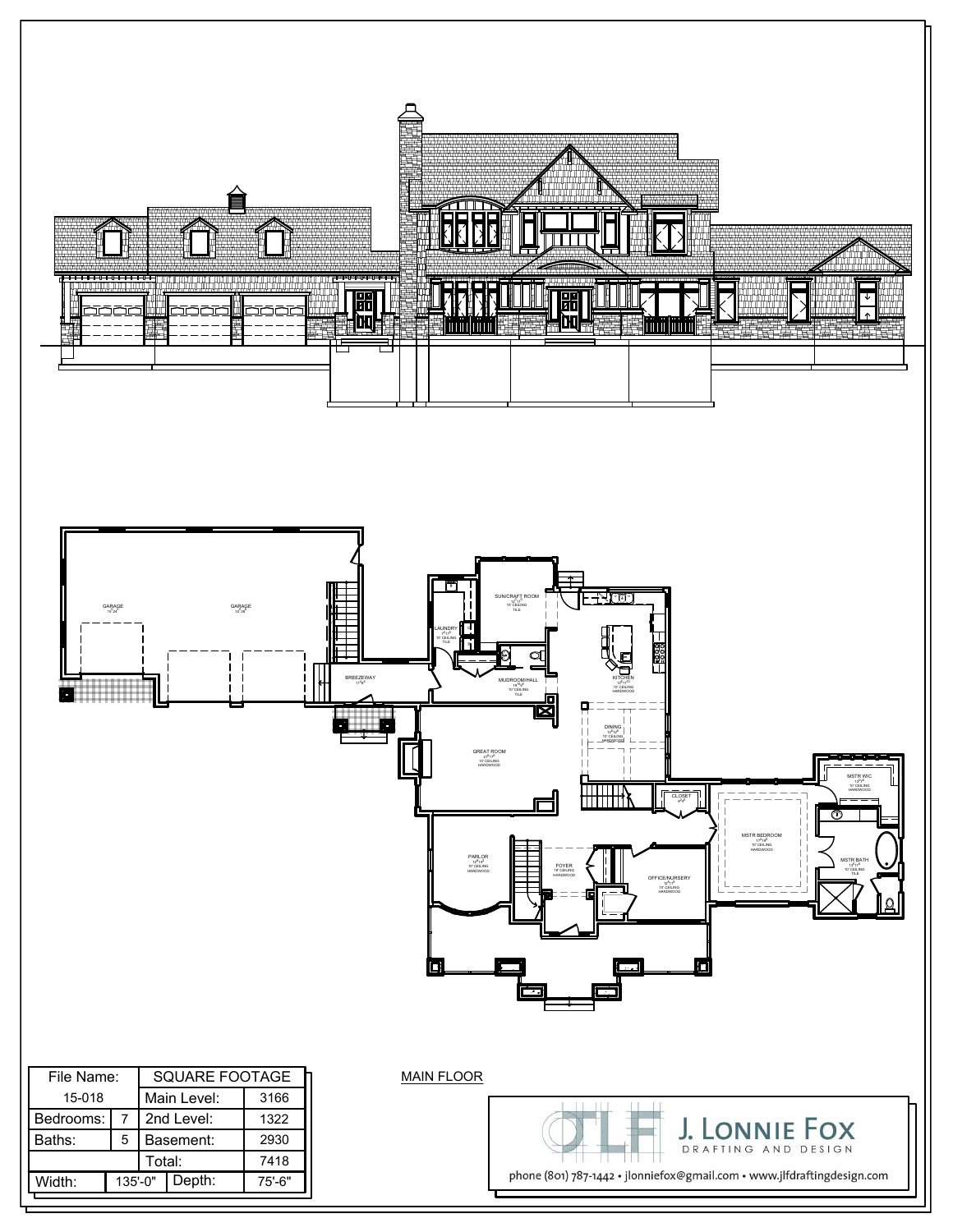| File Name: | SQUARE FOOTAGE | |
|---|---|---|
| 15-018 | Main Level: | 3166 |
| Bedrooms: 7 | 2nd Level: | 1322 |
| Baths: 5 | Basement: | 2930 |
| | Total: | 7418 |
| Width: 135'-0" | Depth: | 75'-6" |

MAIN FLOOR

J. LONNIE FOX
DRAFTING AND DESIGN

phone (801) 787-1442 • jlonniefox@gmail.com • www.jlfdraftingdesign.com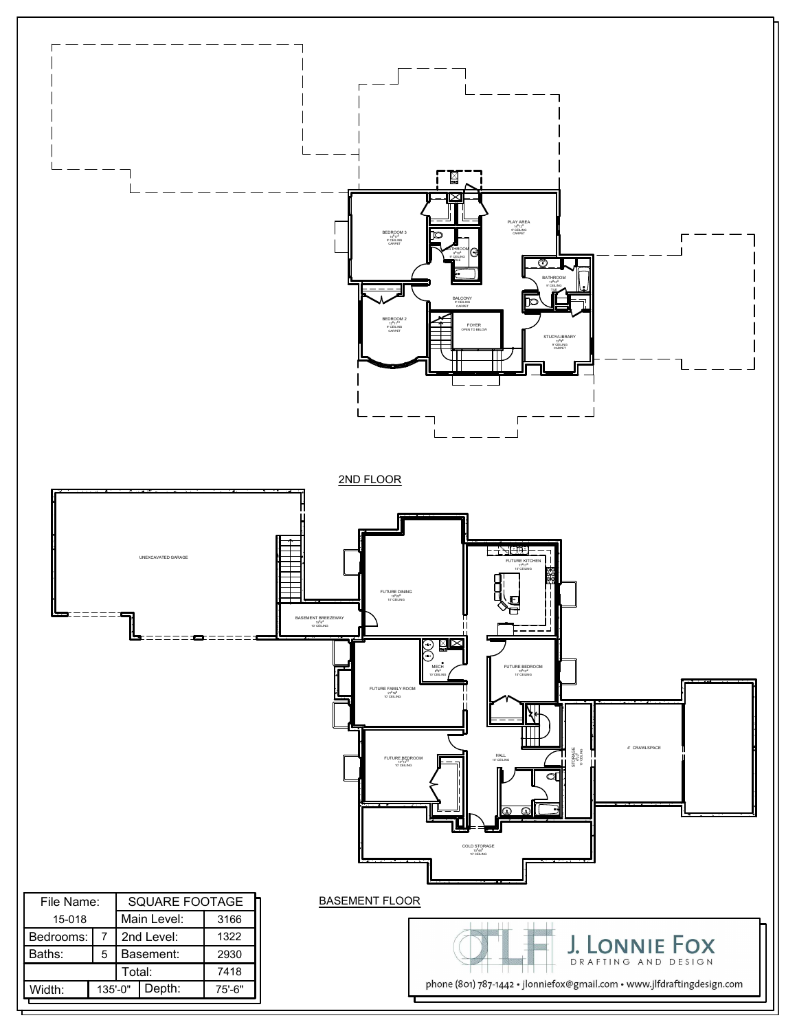BEDROOM 3
14[0]x17[6]
9' CEILING
CARPET

BATHROOM
8[0]x12[0]
9' CEILING
TILE

PLAY AREA
14[0]x12[0]
9' CEILING
CARPET

BATHROOM
12[0]x10[0]
9' CEILING
TILE

BALCONY
9' CEILING
CARPET

BEDROOM 2
12[0]x17[0]
9' CEILING
CARPET

FOYER
OPEN TO BELOW

STUDY/LIBRARY
12[0]x9[0]
9' CEILING
CARPET

2ND FLOOR

UNEXCAVATED GARAGE

BASEMENT BREEZEWAY
10' CEILING

FUTURE DINING
10' CEILING

FUTURE KITCHEN
10' CEILING

MECH
10' CEILING

FUTURE FAMILY ROOM
10' CEILING

FUTURE BEDROOM
10' CEILING

FUTURE BEDROOM
10' CEILING

HALL
10' CEILING

STORAGE
10' CEILING

4' CRAWLSPACE

COLD STORAGE
10' CEILING

BASEMENT FLOOR

| File Name: | | SQUARE FOOTAGE | | |
|---|---|---|---|---|
| 15-018 | | Main Level: | | 3166 |
| Bedrooms: | 7 | 2nd Level: | | 1322 |
| Baths: | 5 | Basement: | | 2930 |
| | | Total: | | 7418 |
| Width: | 135'-0" | | Depth: | 75'-6" |

J. LONNIE FOX
DRAFTING AND DESIGN

phone (801) 787-1442 • jlonniefox@gmail.com • www.jlfdraftingdesign.com